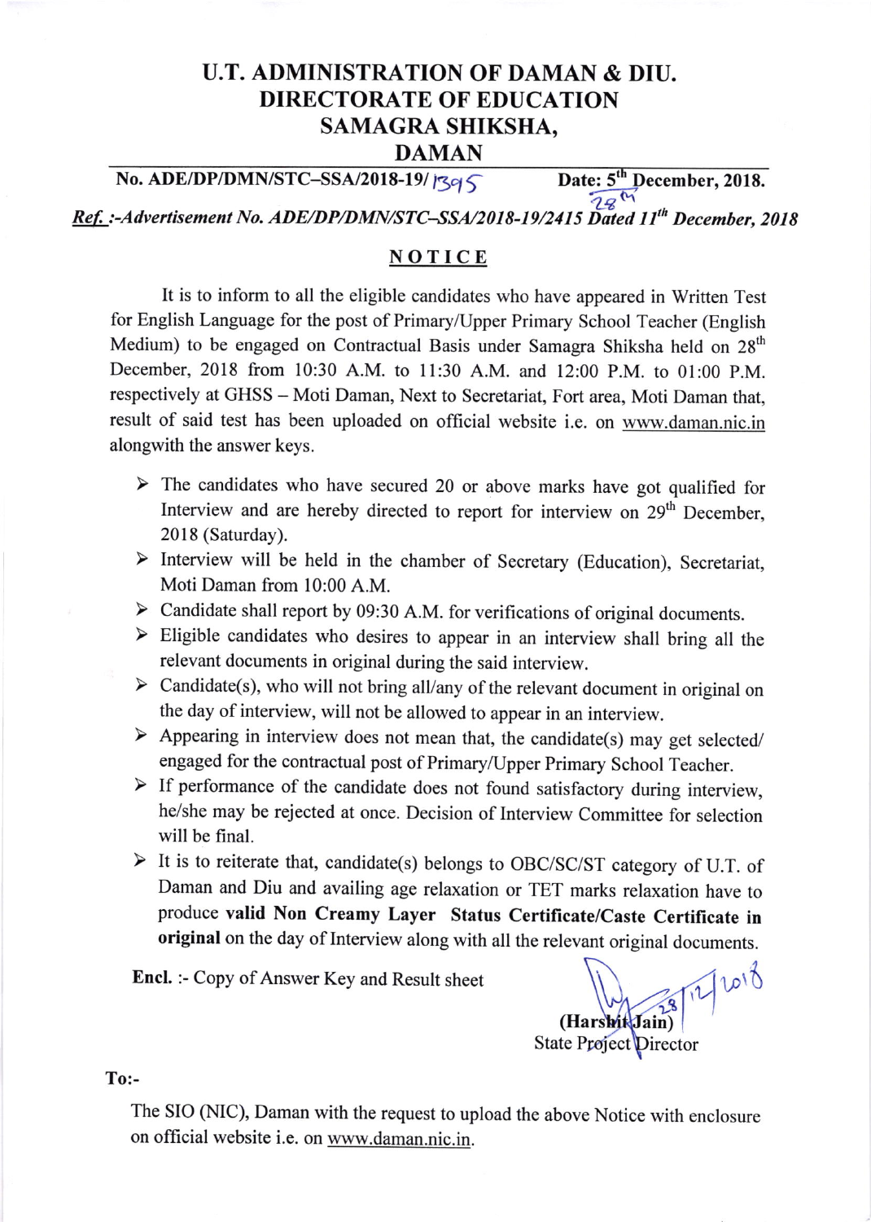# U.T. ADMINISTRATION OF DAMAN & DIU.
# DIRECTORATE OF EDUCATION
# SAMAGRA SHIKSHA,
# DAMAN

**No. ADE/DP/DMN/STC–SSA/2018-19/ 1395** **Date: ~~5th~~ 28th December, 2018.**

***Ref.*** ***:-Advertisement No. ADE/DP/DMN/STC–SSA/2018-19/2415 Dated 11th December, 2018***

## NOTICE

It is to inform to all the eligible candidates who have appeared in Written Test for English Language for the post of Primary/Upper Primary School Teacher (English Medium) to be engaged on Contractual Basis under Samagra Shiksha held on 28th December, 2018 from 10:30 A.M. to 11:30 A.M. and 12:00 P.M. to 01:00 P.M. respectively at GHSS – Moti Daman, Next to Secretariat, Fort area, Moti Daman that, result of said test has been uploaded on official website i.e. on www.daman.nic.in alongwith the answer keys.

- The candidates who have secured 20 or above marks have got qualified for Interview and are hereby directed to report for interview on 29th December, 2018 (Saturday).
- Interview will be held in the chamber of Secretary (Education), Secretariat, Moti Daman from 10:00 A.M.
- Candidate shall report by 09:30 A.M. for verifications of original documents.
- Eligible candidates who desires to appear in an interview shall bring all the relevant documents in original during the said interview.
- Candidate(s), who will not bring all/any of the relevant document in original on the day of interview, will not be allowed to appear in an interview.
- Appearing in interview does not mean that, the candidate(s) may get selected/ engaged for the contractual post of Primary/Upper Primary School Teacher.
- If performance of the candidate does not found satisfactory during interview, he/she may be rejected at once. Decision of Interview Committee for selection will be final.
- It is to reiterate that, candidate(s) belongs to OBC/SC/ST category of U.T. of Daman and Diu and availing age relaxation or TET marks relaxation have to produce **valid Non Creamy Layer Status Certificate/Caste Certificate in original** on the day of Interview along with all the relevant original documents.

**Encl.** :- Copy of Answer Key and Result sheet

28/12/2018

**(Harshit Jain)**
State Project Director

**To:-**

The SIO (NIC), Daman with the request to upload the above Notice with enclosure on official website i.e. on www.daman.nic.in.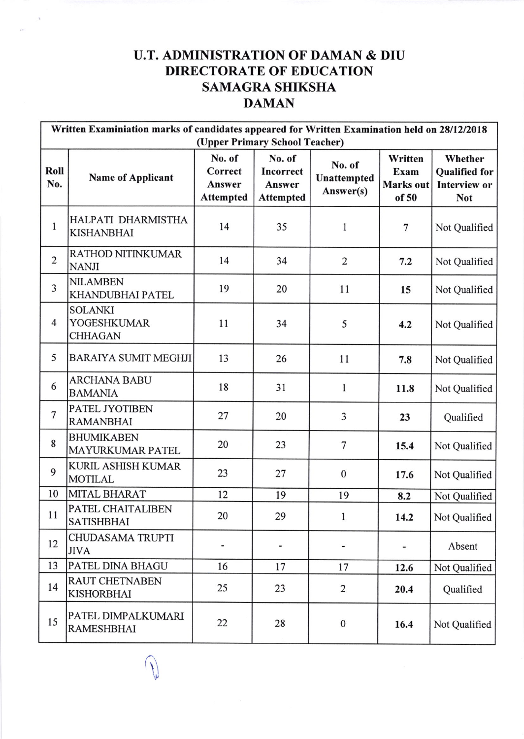# U.T. ADMINISTRATION OF DAMAN & DIU
# DIRECTORATE OF EDUCATION
# SAMAGRA SHIKSHA
# DAMAN

| Written Examiniation marks of candidates appeared for Written Examination held on 28/12/2018 (Upper Primary School Teacher) | | | | | | |
|---|---|---|---|---|---|---|
| **Roll No.** | **Name of Applicant** | **No. of Correct Answer Attempted** | **No. of Incorrect Answer Attempted** | **No. of Unattempted Answer(s)** | **Written Exam Marks out of 50** | **Whether Qualified for Interview or Not** |
| 1 | HALPATI DHARMISTHA KISHANBHAI | 14 | 35 | 1 | **7** | Not Qualified |
| 2 | RATHOD NITINKUMAR NANJI | 14 | 34 | 2 | **7.2** | Not Qualified |
| 3 | NILAMBEN KHANDUBHAI PATEL | 19 | 20 | 11 | **15** | Not Qualified |
| 4 | SOLANKI YOGESHKUMAR CHHAGAN | 11 | 34 | 5 | **4.2** | Not Qualified |
| 5 | BARAIYA SUMIT MEGHJI | 13 | 26 | 11 | **7.8** | Not Qualified |
| 6 | ARCHANA BABU BAMANIA | 18 | 31 | 1 | **11.8** | Not Qualified |
| 7 | PATEL JYOTIBEN RAMANBHAI | 27 | 20 | 3 | **23** | Qualified |
| 8 | BHUMIKABEN MAYURKUMAR PATEL | 20 | 23 | 7 | **15.4** | Not Qualified |
| 9 | KURIL ASHISH KUMAR MOTILAL | 23 | 27 | 0 | **17.6** | Not Qualified |
| 10 | MITAL BHARAT | 12 | 19 | 19 | **8.2** | Not Qualified |
| 11 | PATEL CHAITALIBEN SATISHBHAI | 20 | 29 | 1 | **14.2** | Not Qualified |
| 12 | CHUDASAMA TRUPTI JIVA | - | - | - | - | Absent |
| 13 | PATEL DINA BHAGU | 16 | 17 | 17 | **12.6** | Not Qualified |
| 14 | RAUT CHETNABEN KISHORBHAI | 25 | 23 | 2 | **20.4** | Qualified |
| 15 | PATEL DIMPALKUMARI RAMESHBHAI | 22 | 28 | 0 | **16.4** | Not Qualified |